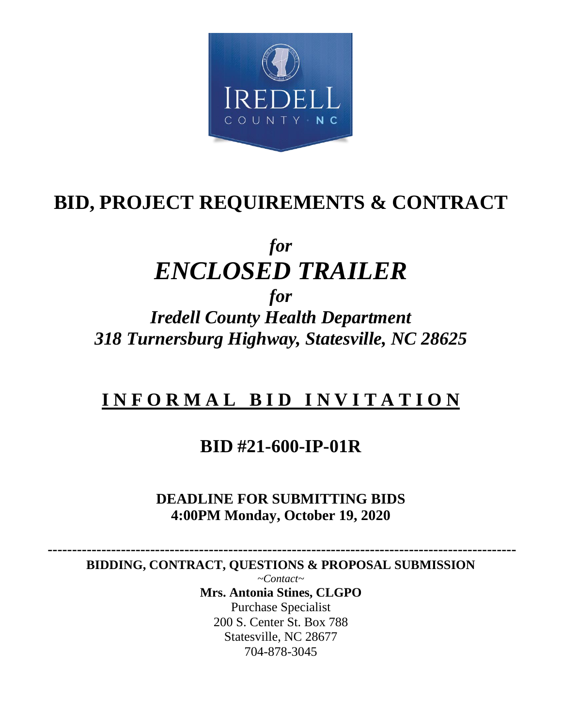# BID, PROJECT REQUIREMENTS & CONTRACT

## *for*
# *ENCLOSED TRAILER*
## *for*
## *Iredell County Health Department*
## *318 Turnersburg Highway, Statesville, NC 28625*

## INFORMAL BID INVITATION

## BID #21-600-IP-01R

**DEADLINE FOR SUBMITTING BIDS**
**4:00PM Monday, October 19, 2020**

---

**BIDDING, CONTRACT, QUESTIONS & PROPOSAL SUBMISSION**

*~Contact~*

**Mrs. Antonia Stines, CLGPO**
Purchase Specialist
200 S. Center St. Box 788
Statesville, NC 28677
704-878-3045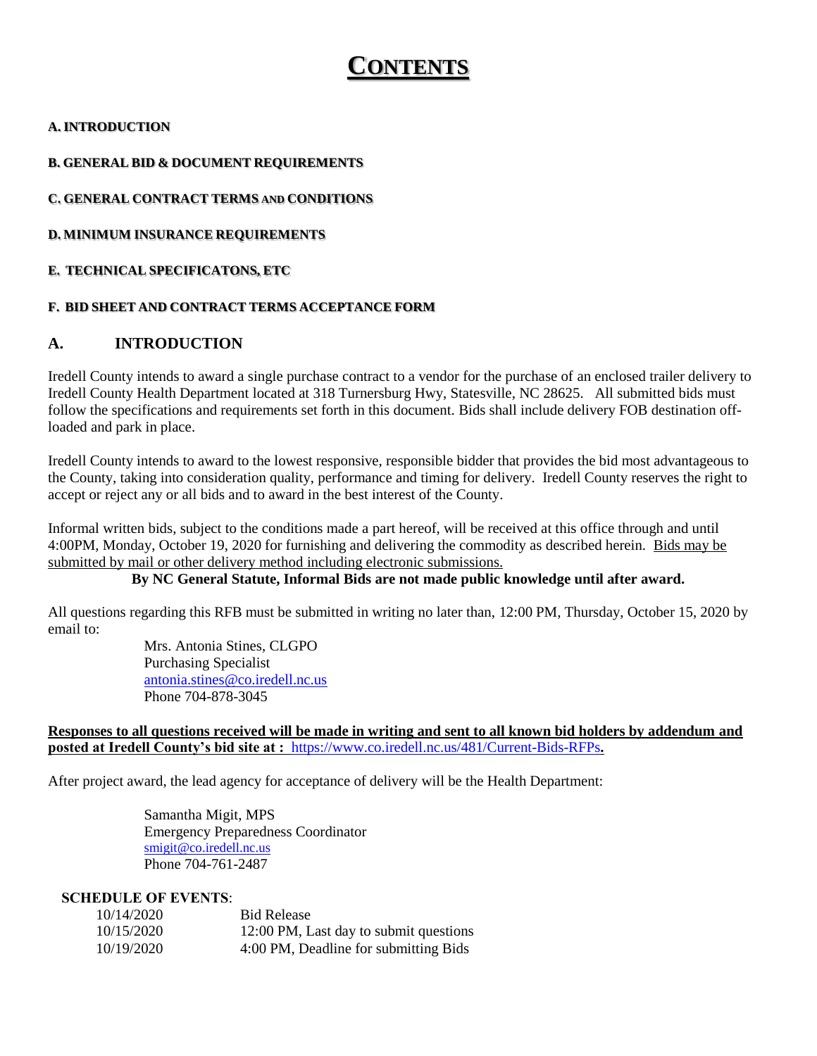# CONTENTS

**A. INTRODUCTION**

**B. GENERAL BID & DOCUMENT REQUIREMENTS**

**C. GENERAL CONTRACT TERMS AND CONDITIONS**

**D. MINIMUM INSURANCE REQUIREMENTS**

**E. TECHNICAL SPECIFICATONS, ETC**

**F. BID SHEET AND CONTRACT TERMS ACCEPTANCE FORM**

## A. INTRODUCTION

Iredell County intends to award a single purchase contract to a vendor for the purchase of an enclosed trailer delivery to Iredell County Health Department located at 318 Turnersburg Hwy, Statesville, NC 28625. All submitted bids must follow the specifications and requirements set forth in this document. Bids shall include delivery FOB destination off-loaded and park in place.

Iredell County intends to award to the lowest responsive, responsible bidder that provides the bid most advantageous to the County, taking into consideration quality, performance and timing for delivery. Iredell County reserves the right to accept or reject any or all bids and to award in the best interest of the County.

Informal written bids, subject to the conditions made a part hereof, will be received at this office through and until 4:00PM, Monday, October 19, 2020 for furnishing and delivering the commodity as described herein. Bids may be submitted by mail or other delivery method including electronic submissions.

**By NC General Statute, Informal Bids are not made public knowledge until after award.**

All questions regarding this RFB must be submitted in writing no later than, 12:00 PM, Thursday, October 15, 2020 by email to:

Mrs. Antonia Stines, CLGPO
Purchasing Specialist
antonia.stines@co.iredell.nc.us
Phone 704-878-3045

**Responses to all questions received will be made in writing and sent to all known bid holders by addendum and posted at Iredell County's bid site at : https://www.co.iredell.nc.us/481/Current-Bids-RFPs.**

After project award, the lead agency for acceptance of delivery will be the Health Department:

Samantha Migit, MPS
Emergency Preparedness Coordinator
smigit@co.iredell.nc.us
Phone 704-761-2487

**SCHEDULE OF EVENTS**:

| | |
|---|---|
| 10/14/2020 | Bid Release |
| 10/15/2020 | 12:00 PM, Last day to submit questions |
| 10/19/2020 | 4:00 PM, Deadline for submitting Bids |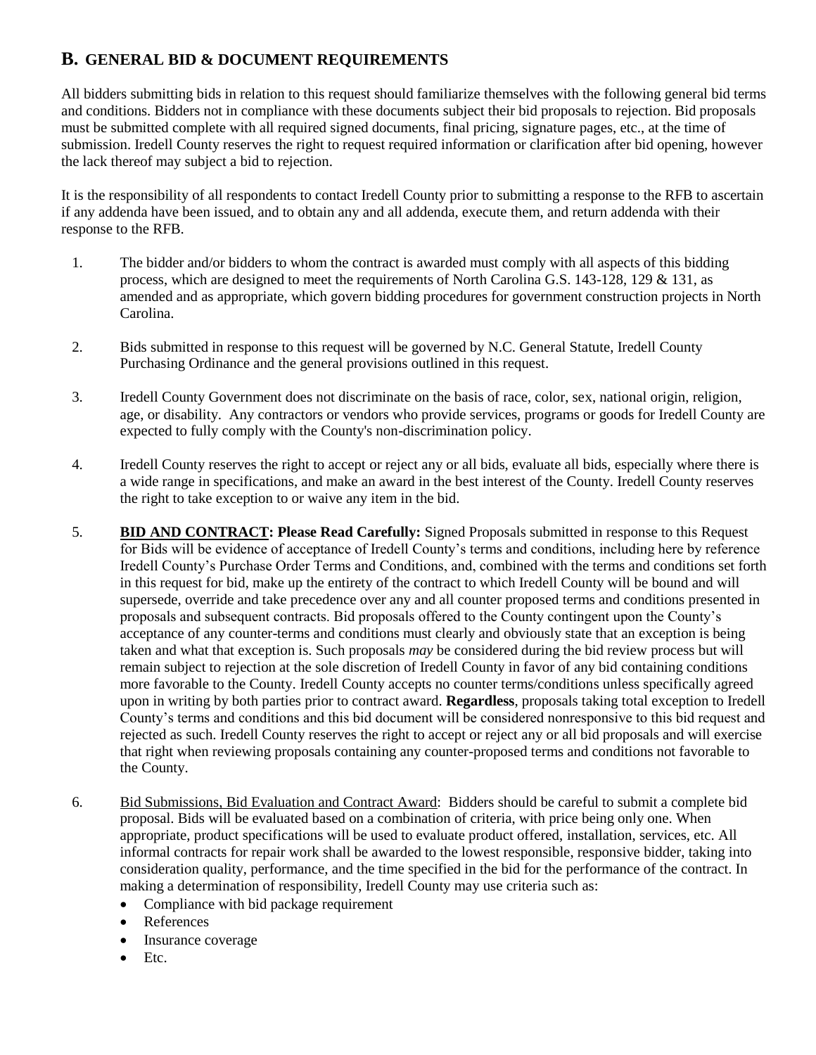## B. GENERAL BID & DOCUMENT REQUIREMENTS

All bidders submitting bids in relation to this request should familiarize themselves with the following general bid terms and conditions. Bidders not in compliance with these documents subject their bid proposals to rejection. Bid proposals must be submitted complete with all required signed documents, final pricing, signature pages, etc., at the time of submission. Iredell County reserves the right to request required information or clarification after bid opening, however the lack thereof may subject a bid to rejection.

It is the responsibility of all respondents to contact Iredell County prior to submitting a response to the RFB to ascertain if any addenda have been issued, and to obtain any and all addenda, execute them, and return addenda with their response to the RFB.

1. The bidder and/or bidders to whom the contract is awarded must comply with all aspects of this bidding process, which are designed to meet the requirements of North Carolina G.S. 143-128, 129 & 131, as amended and as appropriate, which govern bidding procedures for government construction projects in North Carolina.

2. Bids submitted in response to this request will be governed by N.C. General Statute, Iredell County Purchasing Ordinance and the general provisions outlined in this request.

3. Iredell County Government does not discriminate on the basis of race, color, sex, national origin, religion, age, or disability. Any contractors or vendors who provide services, programs or goods for Iredell County are expected to fully comply with the County's non-discrimination policy.

4. Iredell County reserves the right to accept or reject any or all bids, evaluate all bids, especially where there is a wide range in specifications, and make an award in the best interest of the County. Iredell County reserves the right to take exception to or waive any item in the bid.

5. **BID AND CONTRACT: Please Read Carefully:** Signed Proposals submitted in response to this Request for Bids will be evidence of acceptance of Iredell County's terms and conditions, including here by reference Iredell County's Purchase Order Terms and Conditions, and, combined with the terms and conditions set forth in this request for bid, make up the entirety of the contract to which Iredell County will be bound and will supersede, override and take precedence over any and all counter proposed terms and conditions presented in proposals and subsequent contracts. Bid proposals offered to the County contingent upon the County's acceptance of any counter-terms and conditions must clearly and obviously state that an exception is being taken and what that exception is. Such proposals *may* be considered during the bid review process but will remain subject to rejection at the sole discretion of Iredell County in favor of any bid containing conditions more favorable to the County. Iredell County accepts no counter terms/conditions unless specifically agreed upon in writing by both parties prior to contract award. **Regardless**, proposals taking total exception to Iredell County's terms and conditions and this bid document will be considered nonresponsive to this bid request and rejected as such. Iredell County reserves the right to accept or reject any or all bid proposals and will exercise that right when reviewing proposals containing any counter-proposed terms and conditions not favorable to the County.

6. Bid Submissions, Bid Evaluation and Contract Award: Bidders should be careful to submit a complete bid proposal. Bids will be evaluated based on a combination of criteria, with price being only one. When appropriate, product specifications will be used to evaluate product offered, installation, services, etc. All informal contracts for repair work shall be awarded to the lowest responsible, responsive bidder, taking into consideration quality, performance, and the time specified in the bid for the performance of the contract. In making a determination of responsibility, Iredell County may use criteria such as:
   - Compliance with bid package requirement
   - References
   - Insurance coverage
   - Etc.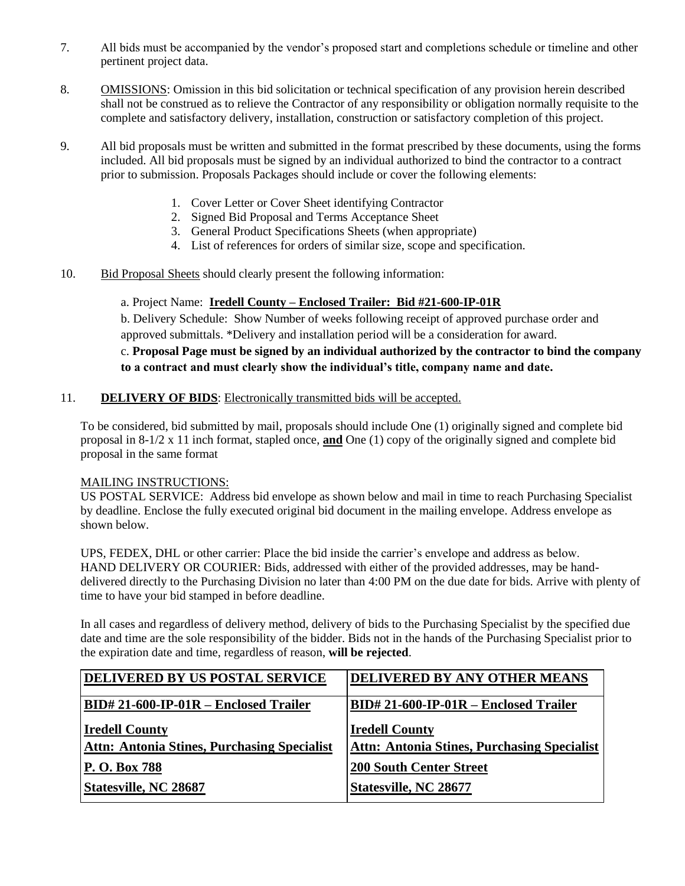7. All bids must be accompanied by the vendor's proposed start and completions schedule or timeline and other pertinent project data.

8. OMISSIONS: Omission in this bid solicitation or technical specification of any provision herein described shall not be construed as to relieve the Contractor of any responsibility or obligation normally requisite to the complete and satisfactory delivery, installation, construction or satisfactory completion of this project.

9. All bid proposals must be written and submitted in the format prescribed by these documents, using the forms included. All bid proposals must be signed by an individual authorized to bind the contractor to a contract prior to submission. Proposals Packages should include or cover the following elements:

   1. Cover Letter or Cover Sheet identifying Contractor
   2. Signed Bid Proposal and Terms Acceptance Sheet
   3. General Product Specifications Sheets (when appropriate)
   4. List of references for orders of similar size, scope and specification.

10. Bid Proposal Sheets should clearly present the following information:

    a. Project Name: **Iredell County – Enclosed Trailer: Bid #21-600-IP-01R**

    b. Delivery Schedule: Show Number of weeks following receipt of approved purchase order and approved submittals. *Delivery and installation period will be a consideration for award.

    c. **Proposal Page must be signed by an individual authorized by the contractor to bind the company to a contract and must clearly show the individual's title, company name and date.**

11. **DELIVERY OF BIDS**: Electronically transmitted bids will be accepted.

To be considered, bid submitted by mail, proposals should include One (1) originally signed and complete bid proposal in 8-1/2 x 11 inch format, stapled once, **and** One (1) copy of the originally signed and complete bid proposal in the same format

MAILING INSTRUCTIONS:
US POSTAL SERVICE: Address bid envelope as shown below and mail in time to reach Purchasing Specialist by deadline. Enclose the fully executed original bid document in the mailing envelope. Address envelope as shown below.

UPS, FEDEX, DHL or other carrier: Place the bid inside the carrier's envelope and address as below.
HAND DELIVERY OR COURIER: Bids, addressed with either of the provided addresses, may be hand-delivered directly to the Purchasing Division no later than 4:00 PM on the due date for bids. Arrive with plenty of time to have your bid stamped in before deadline.

In all cases and regardless of delivery method, delivery of bids to the Purchasing Specialist by the specified due date and time are the sole responsibility of the bidder. Bids not in the hands of the Purchasing Specialist prior to the expiration date and time, regardless of reason, **will be rejected**.

| **DELIVERED BY US POSTAL SERVICE** | **DELIVERED BY ANY OTHER MEANS** |
|---|---|
| **BID# 21-600-IP-01R – Enclosed Trailer** | **BID# 21-600-IP-01R – Enclosed Trailer** |
| **Iredell County**<br>**Attn: Antonia Stines, Purchasing Specialist** | **Iredell County**<br>**Attn: Antonia Stines, Purchasing Specialist** |
| **P. O. Box 788** | **200 South Center Street** |
| **Statesville, NC 28687** | **Statesville, NC 28677** |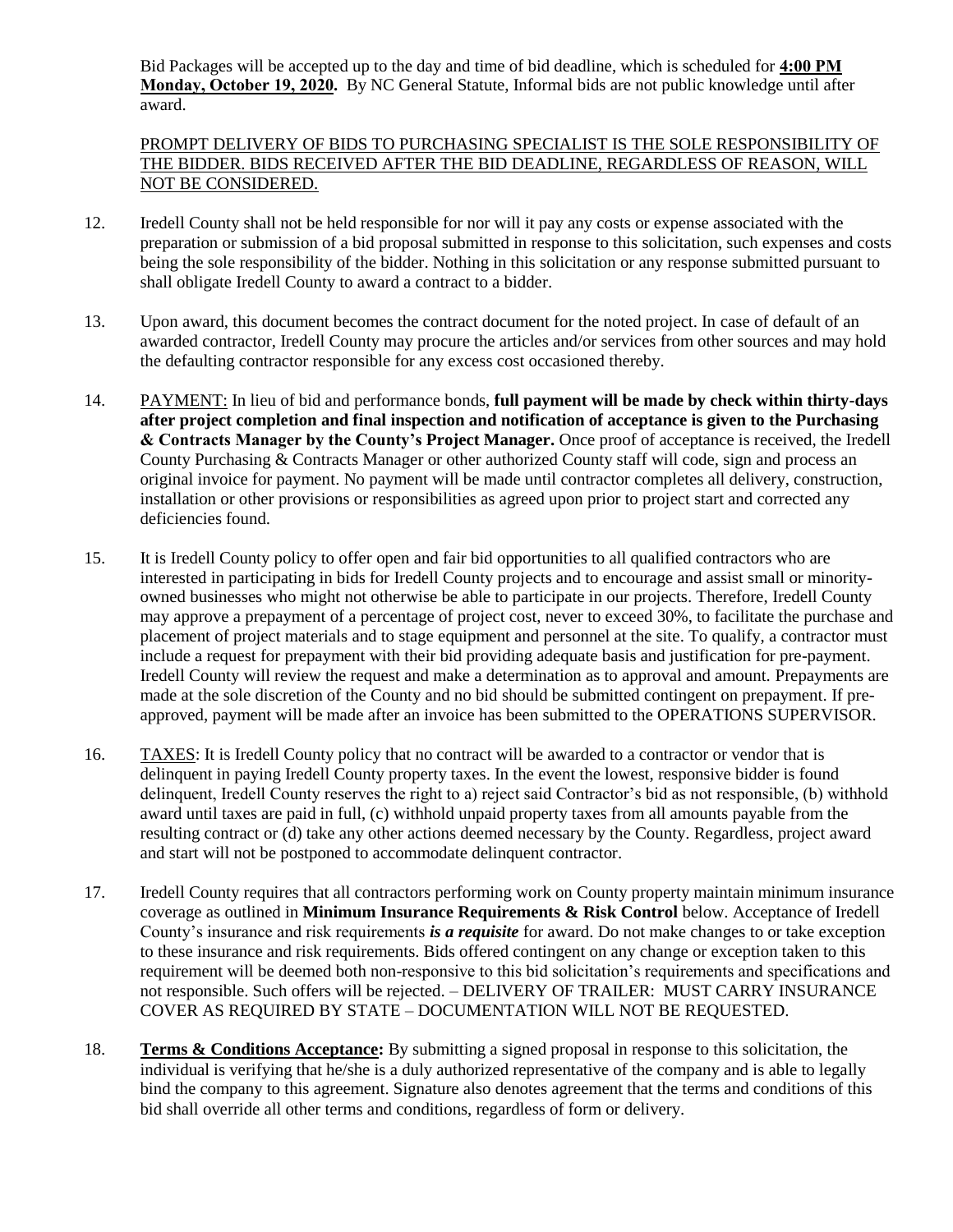Bid Packages will be accepted up to the day and time of bid deadline, which is scheduled for **4:00 PM Monday, October 19, 2020.** By NC General Statute, Informal bids are not public knowledge until after award.

PROMPT DELIVERY OF BIDS TO PURCHASING SPECIALIST IS THE SOLE RESPONSIBILITY OF THE BIDDER. BIDS RECEIVED AFTER THE BID DEADLINE, REGARDLESS OF REASON, WILL NOT BE CONSIDERED.

12. Iredell County shall not be held responsible for nor will it pay any costs or expense associated with the preparation or submission of a bid proposal submitted in response to this solicitation, such expenses and costs being the sole responsibility of the bidder. Nothing in this solicitation or any response submitted pursuant to shall obligate Iredell County to award a contract to a bidder.

13. Upon award, this document becomes the contract document for the noted project. In case of default of an awarded contractor, Iredell County may procure the articles and/or services from other sources and may hold the defaulting contractor responsible for any excess cost occasioned thereby.

14. PAYMENT: In lieu of bid and performance bonds, **full payment will be made by check within thirty-days after project completion and final inspection and notification of acceptance is given to the Purchasing & Contracts Manager by the County's Project Manager.** Once proof of acceptance is received, the Iredell County Purchasing & Contracts Manager or other authorized County staff will code, sign and process an original invoice for payment. No payment will be made until contractor completes all delivery, construction, installation or other provisions or responsibilities as agreed upon prior to project start and corrected any deficiencies found.

15. It is Iredell County policy to offer open and fair bid opportunities to all qualified contractors who are interested in participating in bids for Iredell County projects and to encourage and assist small or minority-owned businesses who might not otherwise be able to participate in our projects. Therefore, Iredell County may approve a prepayment of a percentage of project cost, never to exceed 30%, to facilitate the purchase and placement of project materials and to stage equipment and personnel at the site. To qualify, a contractor must include a request for prepayment with their bid providing adequate basis and justification for pre-payment. Iredell County will review the request and make a determination as to approval and amount. Prepayments are made at the sole discretion of the County and no bid should be submitted contingent on prepayment. If pre-approved, payment will be made after an invoice has been submitted to the OPERATIONS SUPERVISOR.

16. TAXES: It is Iredell County policy that no contract will be awarded to a contractor or vendor that is delinquent in paying Iredell County property taxes. In the event the lowest, responsive bidder is found delinquent, Iredell County reserves the right to a) reject said Contractor's bid as not responsible, (b) withhold award until taxes are paid in full, (c) withhold unpaid property taxes from all amounts payable from the resulting contract or (d) take any other actions deemed necessary by the County. Regardless, project award and start will not be postponed to accommodate delinquent contractor.

17. Iredell County requires that all contractors performing work on County property maintain minimum insurance coverage as outlined in **Minimum Insurance Requirements & Risk Control** below. Acceptance of Iredell County's insurance and risk requirements ***is a requisite*** for award. Do not make changes to or take exception to these insurance and risk requirements. Bids offered contingent on any change or exception taken to this requirement will be deemed both non-responsive to this bid solicitation's requirements and specifications and not responsible. Such offers will be rejected. – DELIVERY OF TRAILER: MUST CARRY INSURANCE COVER AS REQUIRED BY STATE – DOCUMENTATION WILL NOT BE REQUESTED.

18. **Terms & Conditions Acceptance:** By submitting a signed proposal in response to this solicitation, the individual is verifying that he/she is a duly authorized representative of the company and is able to legally bind the company to this agreement. Signature also denotes agreement that the terms and conditions of this bid shall override all other terms and conditions, regardless of form or delivery.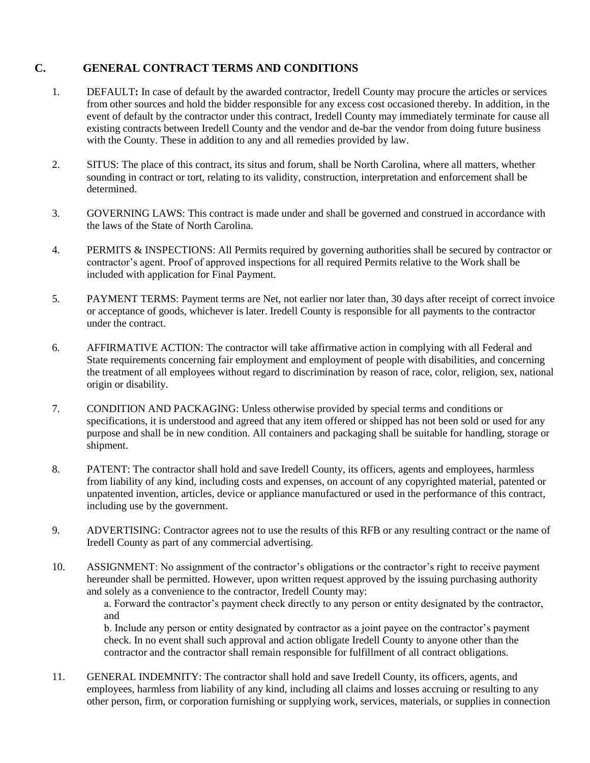## C. GENERAL CONTRACT TERMS AND CONDITIONS

1. DEFAULT**:** In case of default by the awarded contractor, Iredell County may procure the articles or services from other sources and hold the bidder responsible for any excess cost occasioned thereby. In addition, in the event of default by the contractor under this contract, Iredell County may immediately terminate for cause all existing contracts between Iredell County and the vendor and de-bar the vendor from doing future business with the County. These in addition to any and all remedies provided by law.

2. SITUS: The place of this contract, its situs and forum, shall be North Carolina, where all matters, whether sounding in contract or tort, relating to its validity, construction, interpretation and enforcement shall be determined.

3. GOVERNING LAWS: This contract is made under and shall be governed and construed in accordance with the laws of the State of North Carolina.

4. PERMITS & INSPECTIONS: All Permits required by governing authorities shall be secured by contractor or contractor's agent. Proof of approved inspections for all required Permits relative to the Work shall be included with application for Final Payment.

5. PAYMENT TERMS: Payment terms are Net, not earlier nor later than, 30 days after receipt of correct invoice or acceptance of goods, whichever is later. Iredell County is responsible for all payments to the contractor under the contract.

6. AFFIRMATIVE ACTION: The contractor will take affirmative action in complying with all Federal and State requirements concerning fair employment and employment of people with disabilities, and concerning the treatment of all employees without regard to discrimination by reason of race, color, religion, sex, national origin or disability.

7. CONDITION AND PACKAGING: Unless otherwise provided by special terms and conditions or specifications, it is understood and agreed that any item offered or shipped has not been sold or used for any purpose and shall be in new condition. All containers and packaging shall be suitable for handling, storage or shipment.

8. PATENT: The contractor shall hold and save Iredell County, its officers, agents and employees, harmless from liability of any kind, including costs and expenses, on account of any copyrighted material, patented or unpatented invention, articles, device or appliance manufactured or used in the performance of this contract, including use by the government.

9. ADVERTISING: Contractor agrees not to use the results of this RFB or any resulting contract or the name of Iredell County as part of any commercial advertising.

10. ASSIGNMENT: No assignment of the contractor's obligations or the contractor's right to receive payment hereunder shall be permitted. However, upon written request approved by the issuing purchasing authority and solely as a convenience to the contractor, Iredell County may:

    a. Forward the contractor's payment check directly to any person or entity designated by the contractor, and

    b. Include any person or entity designated by contractor as a joint payee on the contractor's payment check. In no event shall such approval and action obligate Iredell County to anyone other than the contractor and the contractor shall remain responsible for fulfillment of all contract obligations.

11. GENERAL INDEMNITY: The contractor shall hold and save Iredell County, its officers, agents, and employees, harmless from liability of any kind, including all claims and losses accruing or resulting to any other person, firm, or corporation furnishing or supplying work, services, materials, or supplies in connection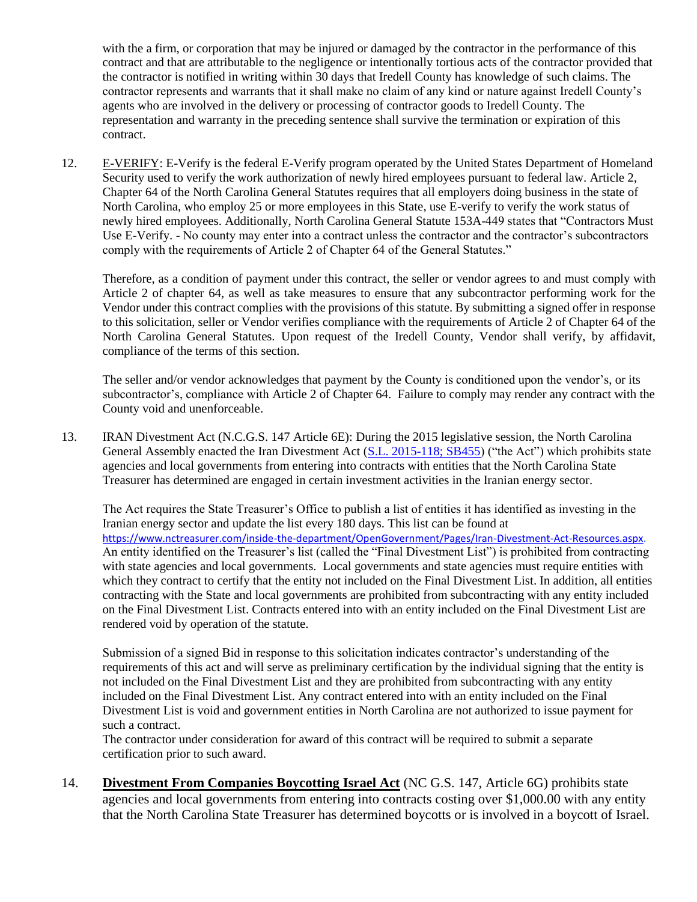with the a firm, or corporation that may be injured or damaged by the contractor in the performance of this contract and that are attributable to the negligence or intentionally tortious acts of the contractor provided that the contractor is notified in writing within 30 days that Iredell County has knowledge of such claims. The contractor represents and warrants that it shall make no claim of any kind or nature against Iredell County's agents who are involved in the delivery or processing of contractor goods to Iredell County. The representation and warranty in the preceding sentence shall survive the termination or expiration of this contract.

12. E-VERIFY: E-Verify is the federal E-Verify program operated by the United States Department of Homeland Security used to verify the work authorization of newly hired employees pursuant to federal law. Article 2, Chapter 64 of the North Carolina General Statutes requires that all employers doing business in the state of North Carolina, who employ 25 or more employees in this State, use E-verify to verify the work status of newly hired employees. Additionally, North Carolina General Statute 153A-449 states that "Contractors Must Use E-Verify. - No county may enter into a contract unless the contractor and the contractor's subcontractors comply with the requirements of Article 2 of Chapter 64 of the General Statutes."

    Therefore, as a condition of payment under this contract, the seller or vendor agrees to and must comply with Article 2 of chapter 64, as well as take measures to ensure that any subcontractor performing work for the Vendor under this contract complies with the provisions of this statute. By submitting a signed offer in response to this solicitation, seller or Vendor verifies compliance with the requirements of Article 2 of Chapter 64 of the North Carolina General Statutes. Upon request of the Iredell County, Vendor shall verify, by affidavit, compliance of the terms of this section.

    The seller and/or vendor acknowledges that payment by the County is conditioned upon the vendor's, or its subcontractor's, compliance with Article 2 of Chapter 64. Failure to comply may render any contract with the County void and unenforceable.

13. IRAN Divestment Act (N.C.G.S. 147 Article 6E): During the 2015 legislative session, the North Carolina General Assembly enacted the Iran Divestment Act (S.L. 2015-118; SB455) ("the Act") which prohibits state agencies and local governments from entering into contracts with entities that the North Carolina State Treasurer has determined are engaged in certain investment activities in the Iranian energy sector.

    The Act requires the State Treasurer's Office to publish a list of entities it has identified as investing in the Iranian energy sector and update the list every 180 days. This list can be found at https://www.nctreasurer.com/inside-the-department/OpenGovernment/Pages/Iran-Divestment-Act-Resources.aspx. An entity identified on the Treasurer's list (called the "Final Divestment List") is prohibited from contracting with state agencies and local governments. Local governments and state agencies must require entities with which they contract to certify that the entity not included on the Final Divestment List. In addition, all entities contracting with the State and local governments are prohibited from subcontracting with any entity included on the Final Divestment List. Contracts entered into with an entity included on the Final Divestment List are rendered void by operation of the statute.

    Submission of a signed Bid in response to this solicitation indicates contractor's understanding of the requirements of this act and will serve as preliminary certification by the individual signing that the entity is not included on the Final Divestment List and they are prohibited from subcontracting with any entity included on the Final Divestment List. Any contract entered into with an entity included on the Final Divestment List is void and government entities in North Carolina are not authorized to issue payment for such a contract.
    The contractor under consideration for award of this contract will be required to submit a separate certification prior to such award.

14. **Divestment From Companies Boycotting Israel Act** (NC G.S. 147, Article 6G) prohibits state agencies and local governments from entering into contracts costing over $1,000.00 with any entity that the North Carolina State Treasurer has determined boycotts or is involved in a boycott of Israel.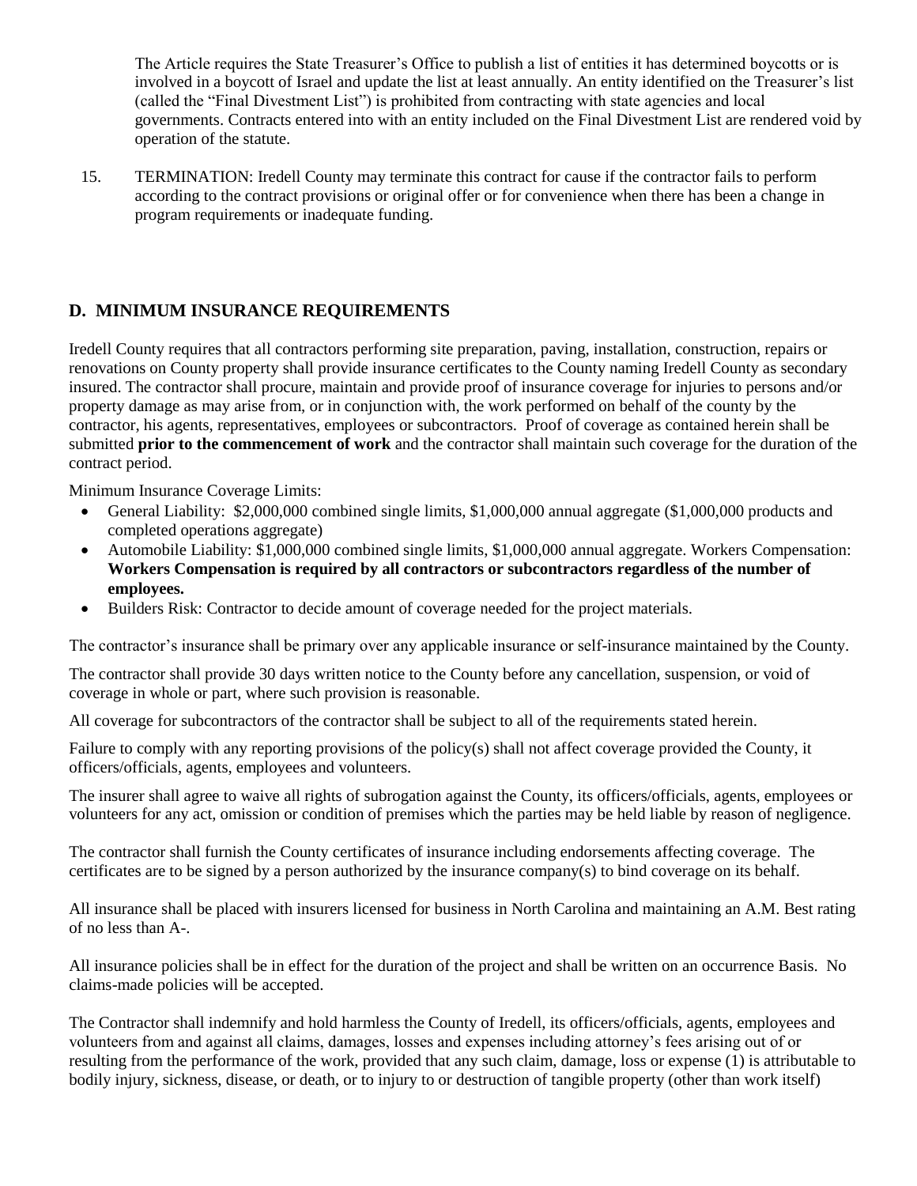The Article requires the State Treasurer's Office to publish a list of entities it has determined boycotts or is involved in a boycott of Israel and update the list at least annually. An entity identified on the Treasurer's list (called the "Final Divestment List") is prohibited from contracting with state agencies and local governments. Contracts entered into with an entity included on the Final Divestment List are rendered void by operation of the statute.

15. TERMINATION: Iredell County may terminate this contract for cause if the contractor fails to perform according to the contract provisions or original offer or for convenience when there has been a change in program requirements or inadequate funding.

## D. MINIMUM INSURANCE REQUIREMENTS

Iredell County requires that all contractors performing site preparation, paving, installation, construction, repairs or renovations on County property shall provide insurance certificates to the County naming Iredell County as secondary insured. The contractor shall procure, maintain and provide proof of insurance coverage for injuries to persons and/or property damage as may arise from, or in conjunction with, the work performed on behalf of the county by the contractor, his agents, representatives, employees or subcontractors. Proof of coverage as contained herein shall be submitted **prior to the commencement of work** and the contractor shall maintain such coverage for the duration of the contract period.

Minimum Insurance Coverage Limits:

- General Liability: $2,000,000 combined single limits, $1,000,000 annual aggregate ($1,000,000 products and completed operations aggregate)
- Automobile Liability: $1,000,000 combined single limits, $1,000,000 annual aggregate. Workers Compensation: **Workers Compensation is required by all contractors or subcontractors regardless of the number of employees.**
- Builders Risk: Contractor to decide amount of coverage needed for the project materials.

The contractor's insurance shall be primary over any applicable insurance or self-insurance maintained by the County.

The contractor shall provide 30 days written notice to the County before any cancellation, suspension, or void of coverage in whole or part, where such provision is reasonable.

All coverage for subcontractors of the contractor shall be subject to all of the requirements stated herein.

Failure to comply with any reporting provisions of the policy(s) shall not affect coverage provided the County, it officers/officials, agents, employees and volunteers.

The insurer shall agree to waive all rights of subrogation against the County, its officers/officials, agents, employees or volunteers for any act, omission or condition of premises which the parties may be held liable by reason of negligence.

The contractor shall furnish the County certificates of insurance including endorsements affecting coverage. The certificates are to be signed by a person authorized by the insurance company(s) to bind coverage on its behalf.

All insurance shall be placed with insurers licensed for business in North Carolina and maintaining an A.M. Best rating of no less than A-.

All insurance policies shall be in effect for the duration of the project and shall be written on an occurrence Basis. No claims-made policies will be accepted.

The Contractor shall indemnify and hold harmless the County of Iredell, its officers/officials, agents, employees and volunteers from and against all claims, damages, losses and expenses including attorney's fees arising out of or resulting from the performance of the work, provided that any such claim, damage, loss or expense (1) is attributable to bodily injury, sickness, disease, or death, or to injury to or destruction of tangible property (other than work itself)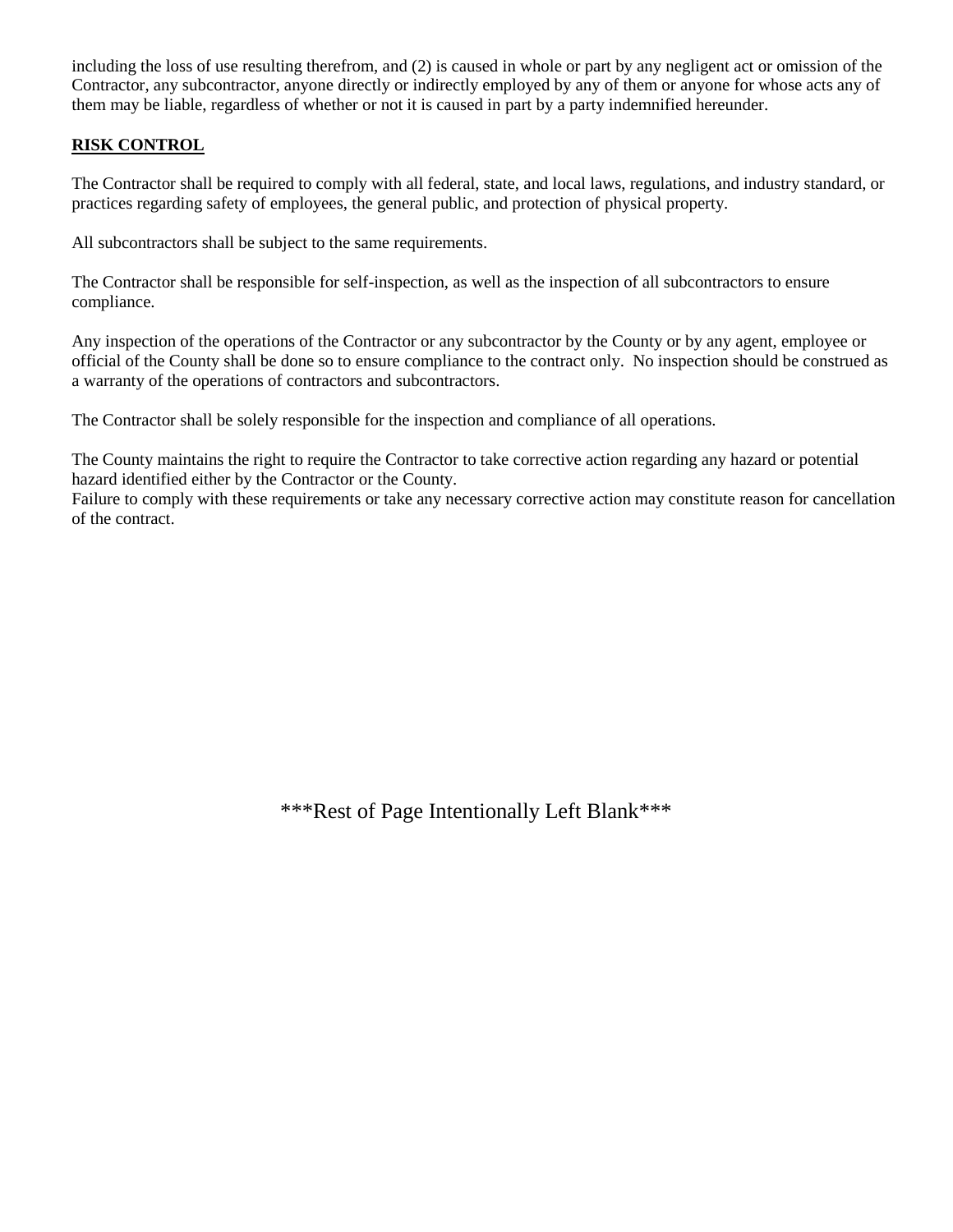including the loss of use resulting therefrom, and (2) is caused in whole or part by any negligent act or omission of the Contractor, any subcontractor, anyone directly or indirectly employed by any of them or anyone for whose acts any of them may be liable, regardless of whether or not it is caused in part by a party indemnified hereunder.

## **RISK CONTROL**

The Contractor shall be required to comply with all federal, state, and local laws, regulations, and industry standard, or practices regarding safety of employees, the general public, and protection of physical property.

All subcontractors shall be subject to the same requirements.

The Contractor shall be responsible for self-inspection, as well as the inspection of all subcontractors to ensure compliance.

Any inspection of the operations of the Contractor or any subcontractor by the County or by any agent, employee or official of the County shall be done so to ensure compliance to the contract only. No inspection should be construed as a warranty of the operations of contractors and subcontractors.

The Contractor shall be solely responsible for the inspection and compliance of all operations.

The County maintains the right to require the Contractor to take corrective action regarding any hazard or potential hazard identified either by the Contractor or the County.
Failure to comply with these requirements or take any necessary corrective action may constitute reason for cancellation of the contract.

***Rest of Page Intentionally Left Blank***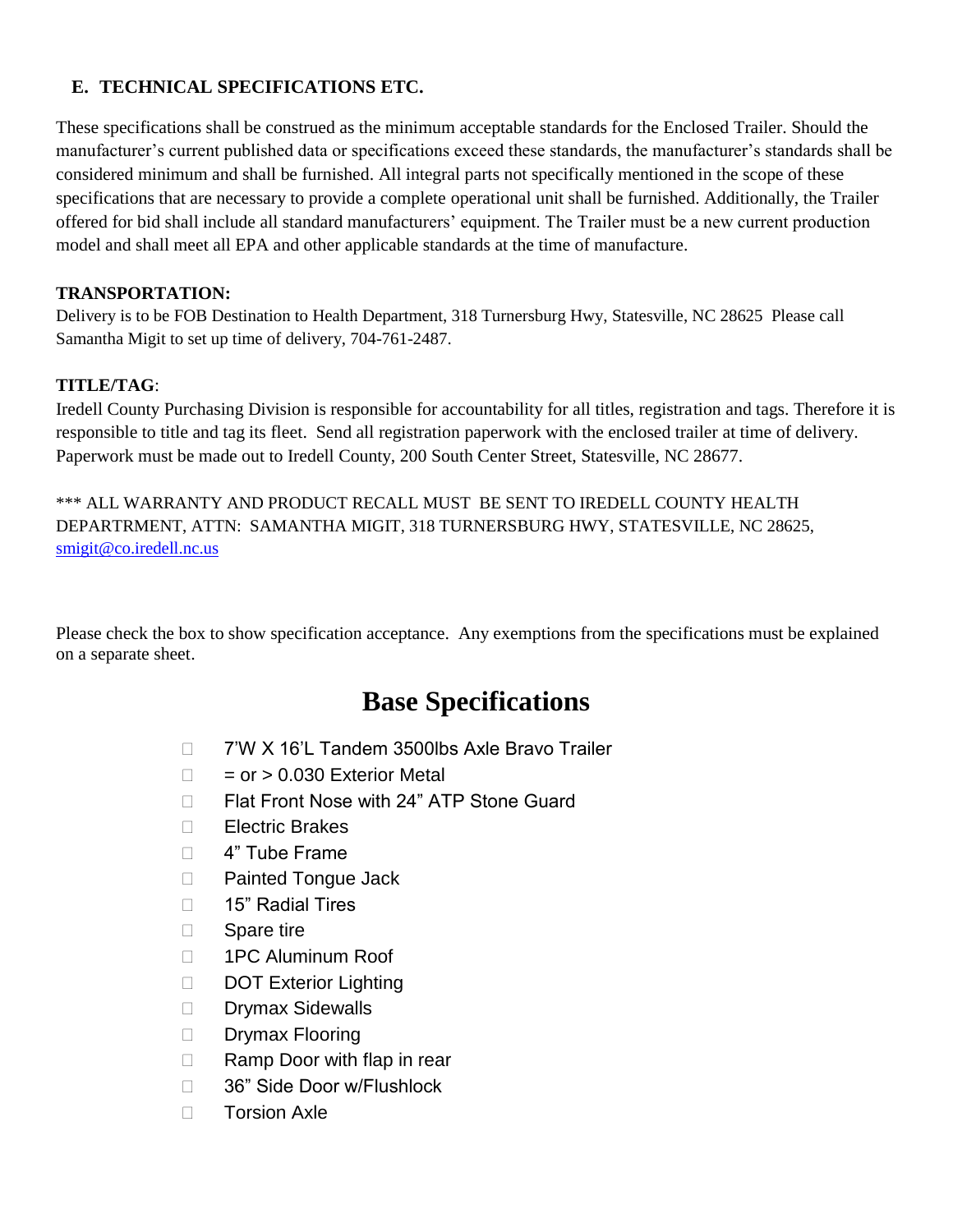## E. TECHNICAL SPECIFICATIONS ETC.

These specifications shall be construed as the minimum acceptable standards for the Enclosed Trailer. Should the manufacturer's current published data or specifications exceed these standards, the manufacturer's standards shall be considered minimum and shall be furnished. All integral parts not specifically mentioned in the scope of these specifications that are necessary to provide a complete operational unit shall be furnished. Additionally, the Trailer offered for bid shall include all standard manufacturers' equipment. The Trailer must be a new current production model and shall meet all EPA and other applicable standards at the time of manufacture.

**TRANSPORTATION:**
Delivery is to be FOB Destination to Health Department, 318 Turnersburg Hwy, Statesville, NC 28625 Please call Samantha Migit to set up time of delivery, 704-761-2487.

**TITLE/TAG**:
Iredell County Purchasing Division is responsible for accountability for all titles, registration and tags. Therefore it is responsible to title and tag its fleet. Send all registration paperwork with the enclosed trailer at time of delivery. Paperwork must be made out to Iredell County, 200 South Center Street, Statesville, NC 28677.

*** ALL WARRANTY AND PRODUCT RECALL MUST BE SENT TO IREDELL COUNTY HEALTH DEPARTRMENT, ATTN: SAMANTHA MIGIT, 318 TURNERSBURG HWY, STATESVILLE, NC 28625, smigit@co.iredell.nc.us

Please check the box to show specification acceptance. Any exemptions from the specifications must be explained on a separate sheet.

# Base Specifications

- ☐ 7'W X 16'L Tandem 3500lbs Axle Bravo Trailer
- ☐ = or > 0.030 Exterior Metal
- ☐ Flat Front Nose with 24" ATP Stone Guard
- ☐ Electric Brakes
- ☐ 4" Tube Frame
- ☐ Painted Tongue Jack
- ☐ 15" Radial Tires
- ☐ Spare tire
- ☐ 1PC Aluminum Roof
- ☐ DOT Exterior Lighting
- ☐ Drymax Sidewalls
- ☐ Drymax Flooring
- ☐ Ramp Door with flap in rear
- ☐ 36" Side Door w/Flushlock
- ☐ Torsion Axle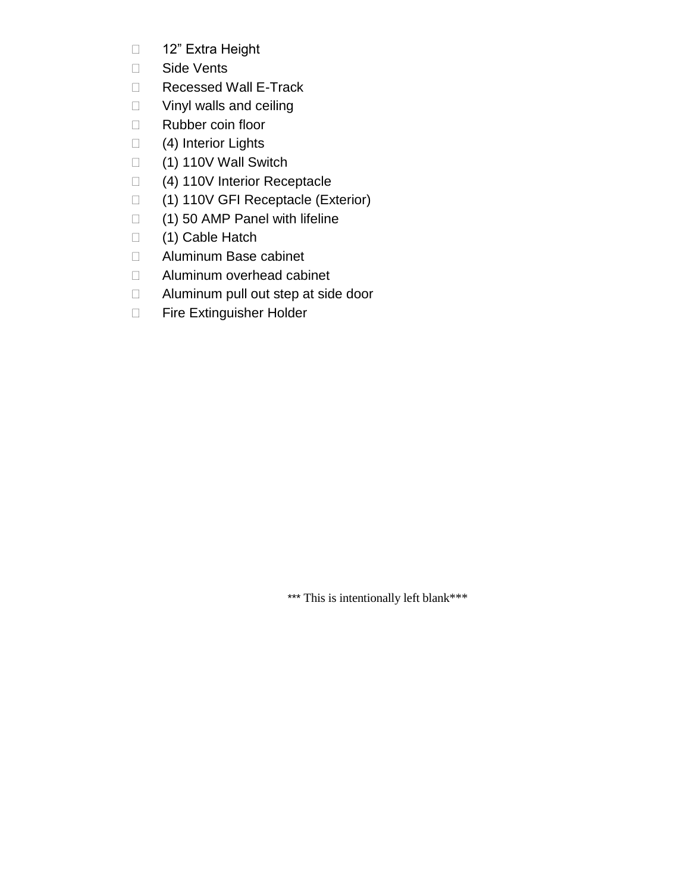- 12” Extra Height
- Side Vents
- Recessed Wall E-Track
- Vinyl walls and ceiling
- Rubber coin floor
- (4) Interior Lights
- (1) 110V Wall Switch
- (4) 110V Interior Receptacle
- (1) 110V GFI Receptacle (Exterior)
- (1) 50 AMP Panel with lifeline
- (1) Cable Hatch
- Aluminum Base cabinet
- Aluminum overhead cabinet
- Aluminum pull out step at side door
- Fire Extinguisher Holder

*** This is intentionally left blank***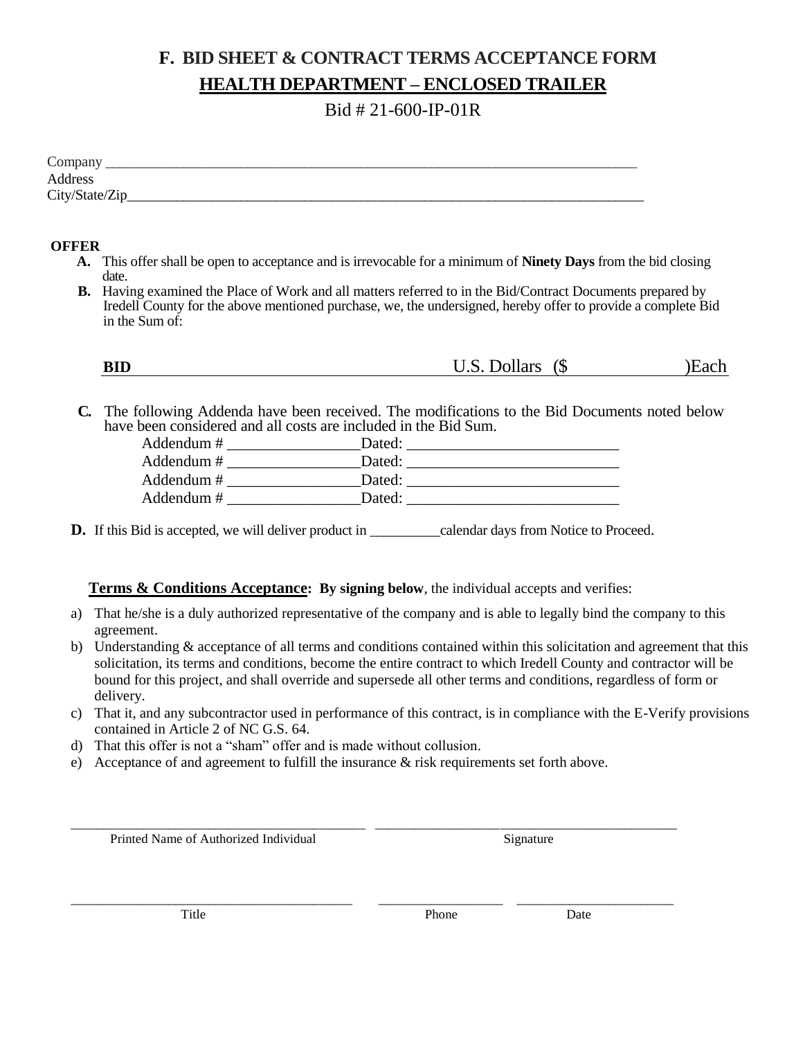# F. BID SHEET & CONTRACT TERMS ACCEPTANCE FORM

## HEALTH DEPARTMENT – ENCLOSED TRAILER

Bid # 21-600-IP-01R

Company ________________________________________________________________________________
Address
City/State/Zip______________________________________________________________________________

**OFFER**

**A.** This offer shall be open to acceptance and is irrevocable for a minimum of **Ninety Days** from the bid closing date.

**B.** Having examined the Place of Work and all matters referred to in the Bid/Contract Documents prepared by Iredell County for the above mentioned purchase, we, the undersigned, hereby offer to provide a complete Bid in the Sum of:

**BID** ______________________________________ U.S. Dollars ($ ________________ )Each

**C.** The following Addenda have been received. The modifications to the Bid Documents noted below have been considered and all costs are included in the Bid Sum.

Addendum # _________________Dated: ___________________________
Addendum # _________________Dated: ___________________________
Addendum # _________________Dated: ___________________________
Addendum # _________________Dated: ___________________________

**D.** If this Bid is accepted, we will deliver product in __________calendar days from Notice to Proceed.

**Terms & Conditions Acceptance: By signing below**, the individual accepts and verifies:

a) That he/she is a duly authorized representative of the company and is able to legally bind the company to this agreement.
b) Understanding & acceptance of all terms and conditions contained within this solicitation and agreement that this solicitation, its terms and conditions, become the entire contract to which Iredell County and contractor will be bound for this project, and shall override and supersede all other terms and conditions, regardless of form or delivery.
c) That it, and any subcontractor used in performance of this contract, is in compliance with the E-Verify provisions contained in Article 2 of NC G.S. 64.
d) That this offer is not a "sham" offer and is made without collusion.
e) Acceptance of and agreement to fulfill the insurance & risk requirements set forth above.

___________________________________________ ___________________________________________
Printed Name of Authorized Individual Signature

___________________________________________ __________________ ______________________
Title Phone Date